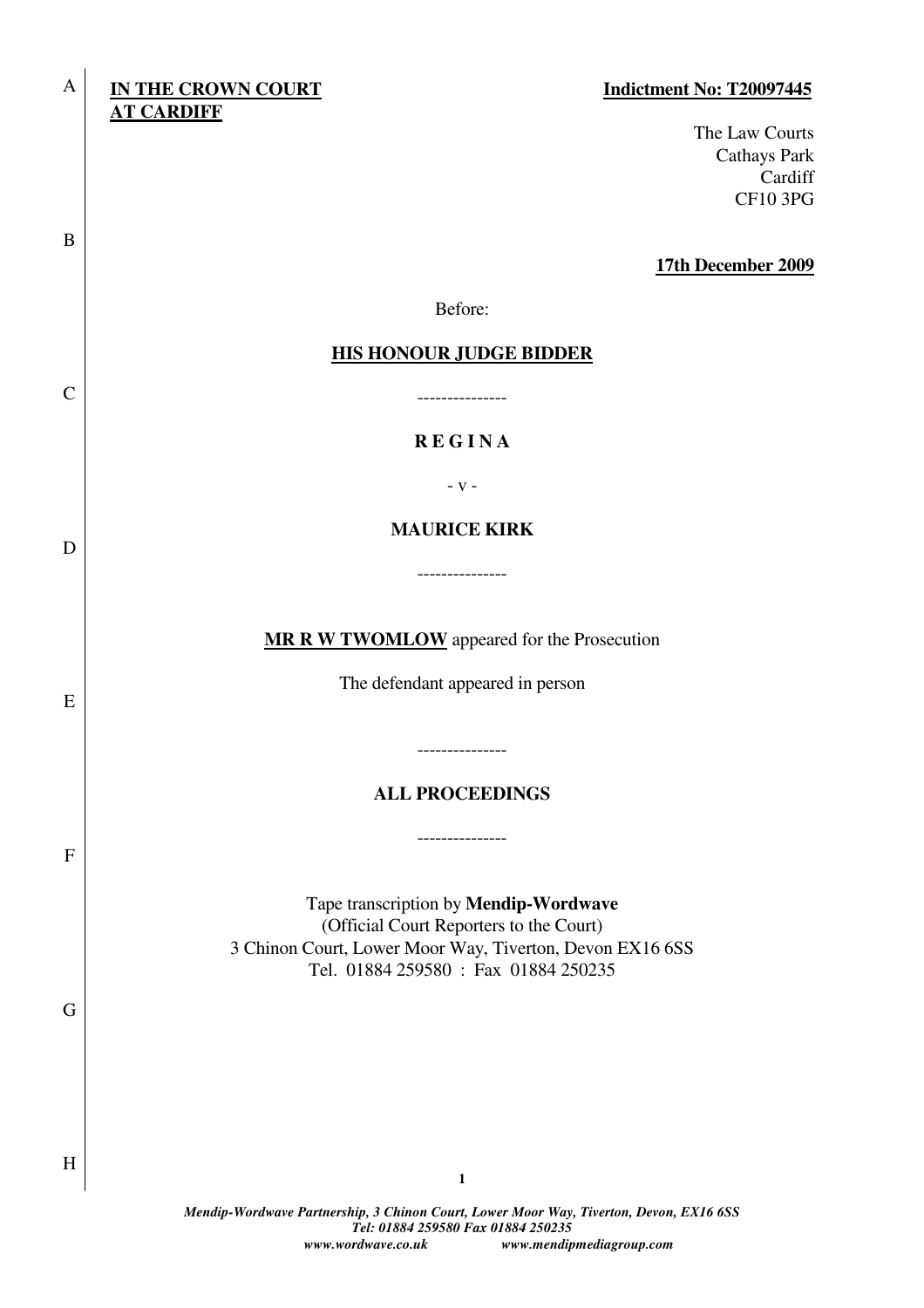**IN THE CROWN COURT AT CARDIFF**

**Indictment No: T20097445**

The Law Courts
Cathays Park
Cardiff
CF10 3PG

**17th December 2009**

Before:

**HIS HONOUR JUDGE BIDDER**

---------------

**R E G I N A**

- v -

**MAURICE KIRK**

---------------

**MR R W TWOMLOW** appeared for the Prosecution

The defendant appeared in person

---------------

**ALL PROCEEDINGS**

---------------

Tape transcription by **Mendip-Wordwave**
(Official Court Reporters to the Court)
3 Chinon Court, Lower Moor Way, Tiverton, Devon EX16 6SS
Tel. 01884 259580 : Fax 01884 250235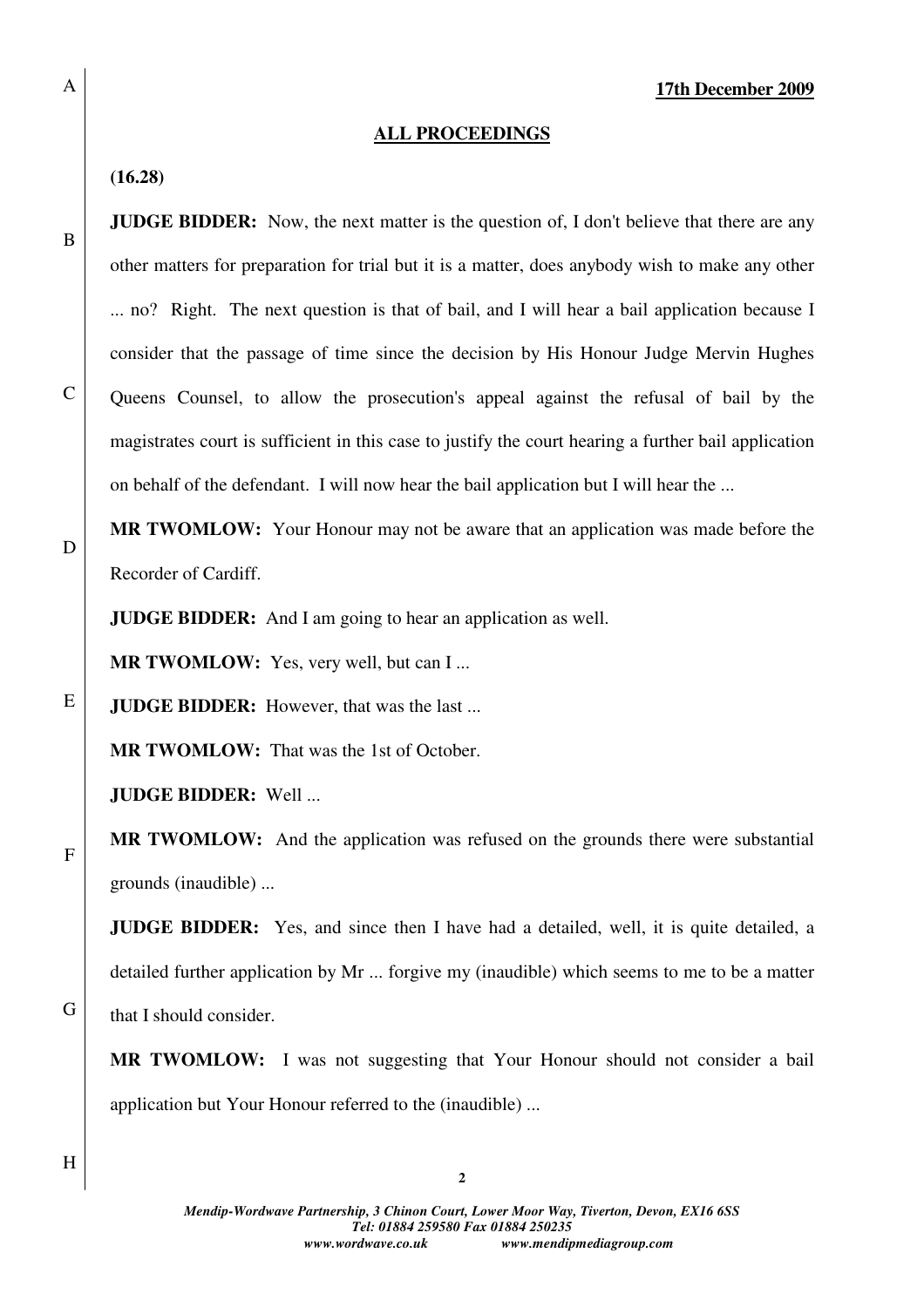**17th December 2009**

**ALL PROCEEDINGS**

**(16.28)**

**JUDGE BIDDER:** Now, the next matter is the question of, I don't believe that there are any other matters for preparation for trial but it is a matter, does anybody wish to make any other ... no? Right. The next question is that of bail, and I will hear a bail application because I consider that the passage of time since the decision by His Honour Judge Mervin Hughes Queens Counsel, to allow the prosecution's appeal against the refusal of bail by the magistrates court is sufficient in this case to justify the court hearing a further bail application on behalf of the defendant. I will now hear the bail application but I will hear the ...

**MR TWOMLOW:** Your Honour may not be aware that an application was made before the Recorder of Cardiff.

**JUDGE BIDDER:** And I am going to hear an application as well.

**MR TWOMLOW:** Yes, very well, but can I ...

**JUDGE BIDDER:** However, that was the last ...

**MR TWOMLOW:** That was the 1st of October.

**JUDGE BIDDER:** Well ...

**MR TWOMLOW:** And the application was refused on the grounds there were substantial grounds (inaudible) ...

**JUDGE BIDDER:** Yes, and since then I have had a detailed, well, it is quite detailed, a detailed further application by Mr ... forgive my (inaudible) which seems to me to be a matter that I should consider.

**MR TWOMLOW:** I was not suggesting that Your Honour should not consider a bail application but Your Honour referred to the (inaudible) ...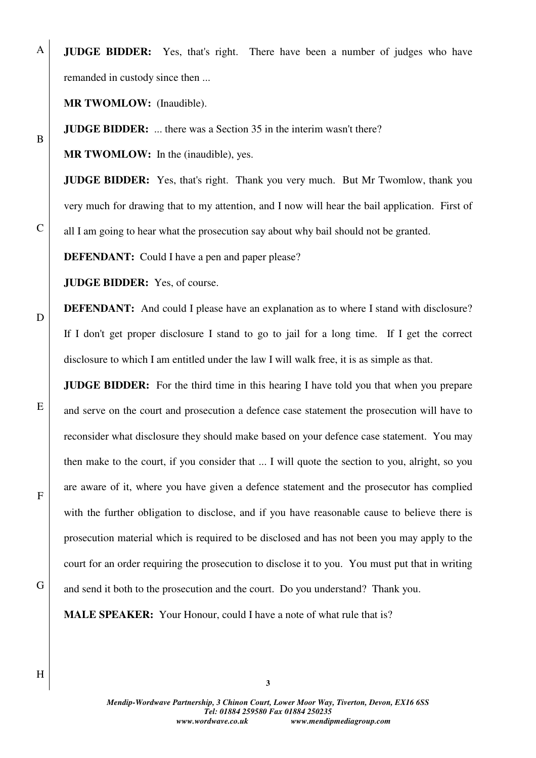**JUDGE BIDDER:** Yes, that's right. There have been a number of judges who have remanded in custody since then ...

**MR TWOMLOW:** (Inaudible).

**JUDGE BIDDER:** ... there was a Section 35 in the interim wasn't there?

**MR TWOMLOW:** In the (inaudible), yes.

**JUDGE BIDDER:** Yes, that's right. Thank you very much. But Mr Twomlow, thank you very much for drawing that to my attention, and I now will hear the bail application. First of all I am going to hear what the prosecution say about why bail should not be granted.

**DEFENDANT:** Could I have a pen and paper please?

**JUDGE BIDDER:** Yes, of course.

**DEFENDANT:** And could I please have an explanation as to where I stand with disclosure? If I don't get proper disclosure I stand to go to jail for a long time. If I get the correct disclosure to which I am entitled under the law I will walk free, it is as simple as that.

**JUDGE BIDDER:** For the third time in this hearing I have told you that when you prepare and serve on the court and prosecution a defence case statement the prosecution will have to reconsider what disclosure they should make based on your defence case statement. You may then make to the court, if you consider that ... I will quote the section to you, alright, so you are aware of it, where you have given a defence statement and the prosecutor has complied with the further obligation to disclose, and if you have reasonable cause to believe there is prosecution material which is required to be disclosed and has not been you may apply to the court for an order requiring the prosecution to disclose it to you. You must put that in writing and send it both to the prosecution and the court. Do you understand? Thank you.

**MALE SPEAKER:** Your Honour, could I have a note of what rule that is?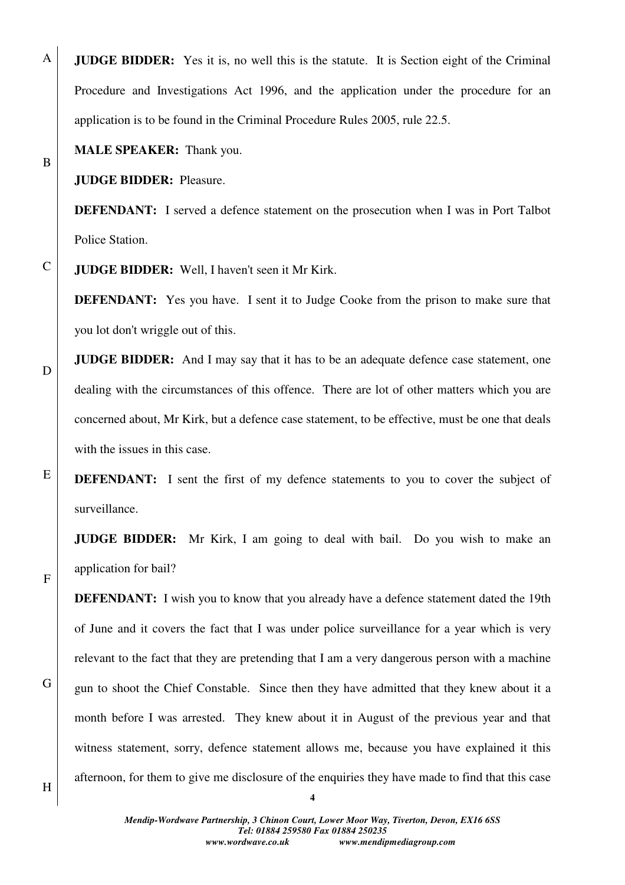**JUDGE BIDDER:** Yes it is, no well this is the statute. It is Section eight of the Criminal Procedure and Investigations Act 1996, and the application under the procedure for an application is to be found in the Criminal Procedure Rules 2005, rule 22.5.

**MALE SPEAKER:** Thank you.

**JUDGE BIDDER:** Pleasure.

**DEFENDANT:** I served a defence statement on the prosecution when I was in Port Talbot Police Station.

**JUDGE BIDDER:** Well, I haven't seen it Mr Kirk.

**DEFENDANT:** Yes you have. I sent it to Judge Cooke from the prison to make sure that you lot don't wriggle out of this.

**JUDGE BIDDER:** And I may say that it has to be an adequate defence case statement, one dealing with the circumstances of this offence. There are lot of other matters which you are concerned about, Mr Kirk, but a defence case statement, to be effective, must be one that deals with the issues in this case.

**DEFENDANT:** I sent the first of my defence statements to you to cover the subject of surveillance.

**JUDGE BIDDER:** Mr Kirk, I am going to deal with bail. Do you wish to make an application for bail?

**DEFENDANT:** I wish you to know that you already have a defence statement dated the 19th of June and it covers the fact that I was under police surveillance for a year which is very relevant to the fact that they are pretending that I am a very dangerous person with a machine gun to shoot the Chief Constable. Since then they have admitted that they knew about it a month before I was arrested. They knew about it in August of the previous year and that witness statement, sorry, defence statement allows me, because you have explained it this afternoon, for them to give me disclosure of the enquiries they have made to find that this case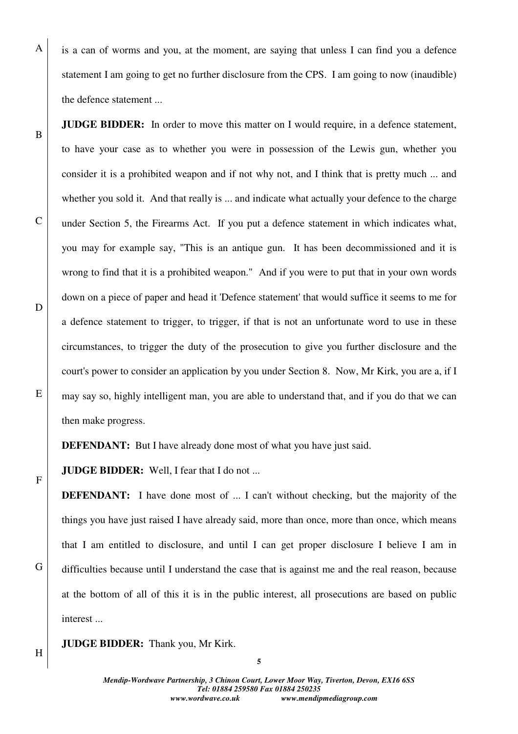is a can of worms and you, at the moment, are saying that unless I can find you a defence statement I am going to get no further disclosure from the CPS. I am going to now (inaudible) the defence statement ...

**JUDGE BIDDER:** In order to move this matter on I would require, in a defence statement, to have your case as to whether you were in possession of the Lewis gun, whether you consider it is a prohibited weapon and if not why not, and I think that is pretty much ... and whether you sold it. And that really is ... and indicate what actually your defence to the charge under Section 5, the Firearms Act. If you put a defence statement in which indicates what, you may for example say, "This is an antique gun. It has been decommissioned and it is wrong to find that it is a prohibited weapon." And if you were to put that in your own words down on a piece of paper and head it 'Defence statement' that would suffice it seems to me for a defence statement to trigger, to trigger, if that is not an unfortunate word to use in these circumstances, to trigger the duty of the prosecution to give you further disclosure and the court's power to consider an application by you under Section 8. Now, Mr Kirk, you are a, if I may say so, highly intelligent man, you are able to understand that, and if you do that we can then make progress.

**DEFENDANT:** But I have already done most of what you have just said.

**JUDGE BIDDER:** Well, I fear that I do not ...

**DEFENDANT:** I have done most of ... I can't without checking, but the majority of the things you have just raised I have already said, more than once, more than once, which means that I am entitled to disclosure, and until I can get proper disclosure I believe I am in difficulties because until I understand the case that is against me and the real reason, because at the bottom of all of this it is in the public interest, all prosecutions are based on public interest ...

**JUDGE BIDDER:** Thank you, Mr Kirk.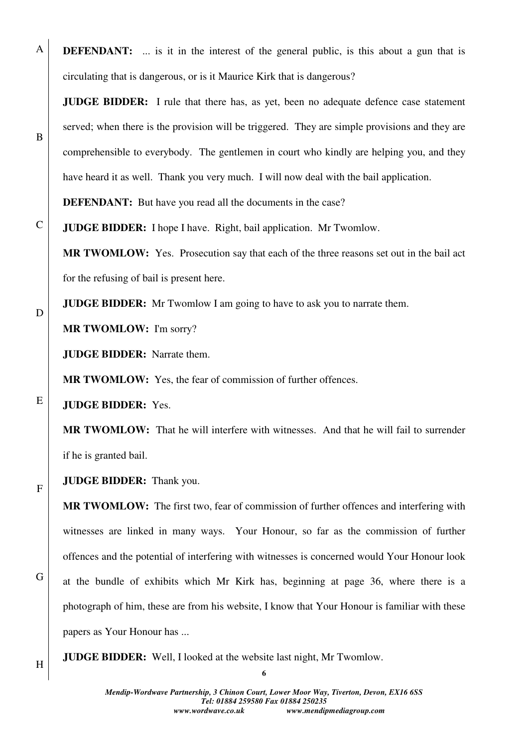**DEFENDANT:** ... is it in the interest of the general public, is this about a gun that is circulating that is dangerous, or is it Maurice Kirk that is dangerous?

**JUDGE BIDDER:** I rule that there has, as yet, been no adequate defence case statement served; when there is the provision will be triggered. They are simple provisions and they are comprehensible to everybody. The gentlemen in court who kindly are helping you, and they have heard it as well. Thank you very much. I will now deal with the bail application.

**DEFENDANT:** But have you read all the documents in the case?

**JUDGE BIDDER:** I hope I have. Right, bail application. Mr Twomlow.

**MR TWOMLOW:** Yes. Prosecution say that each of the three reasons set out in the bail act for the refusing of bail is present here.

**JUDGE BIDDER:** Mr Twomlow I am going to have to ask you to narrate them.

**MR TWOMLOW:** I'm sorry?

**JUDGE BIDDER:** Narrate them.

**MR TWOMLOW:** Yes, the fear of commission of further offences.

**JUDGE BIDDER:** Yes.

**MR TWOMLOW:** That he will interfere with witnesses. And that he will fail to surrender if he is granted bail.

**JUDGE BIDDER:** Thank you.

**MR TWOMLOW:** The first two, fear of commission of further offences and interfering with witnesses are linked in many ways. Your Honour, so far as the commission of further offences and the potential of interfering with witnesses is concerned would Your Honour look at the bundle of exhibits which Mr Kirk has, beginning at page 36, where there is a photograph of him, these are from his website, I know that Your Honour is familiar with these papers as Your Honour has ...

**JUDGE BIDDER:** Well, I looked at the website last night, Mr Twomlow.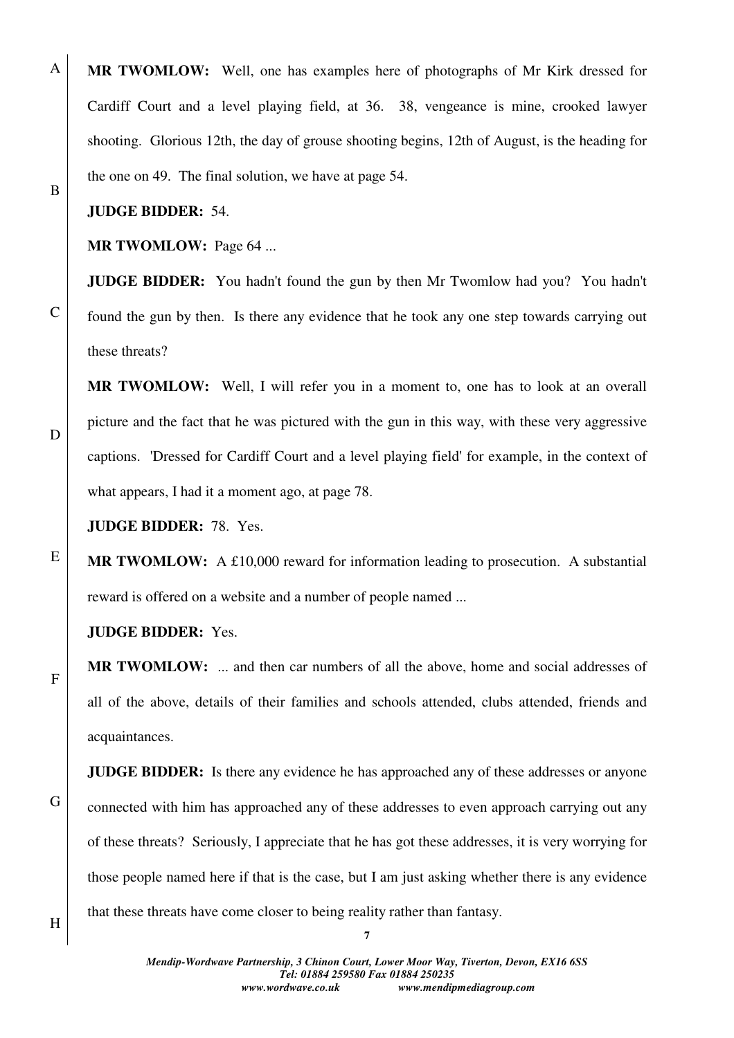**MR TWOMLOW:** Well, one has examples here of photographs of Mr Kirk dressed for Cardiff Court and a level playing field, at 36. 38, vengeance is mine, crooked lawyer shooting. Glorious 12th, the day of grouse shooting begins, 12th of August, is the heading for the one on 49. The final solution, we have at page 54.

**JUDGE BIDDER:** 54.

**MR TWOMLOW:** Page 64 ...

**JUDGE BIDDER:** You hadn't found the gun by then Mr Twomlow had you? You hadn't found the gun by then. Is there any evidence that he took any one step towards carrying out these threats?

**MR TWOMLOW:** Well, I will refer you in a moment to, one has to look at an overall picture and the fact that he was pictured with the gun in this way, with these very aggressive captions. 'Dressed for Cardiff Court and a level playing field' for example, in the context of what appears, I had it a moment ago, at page 78.

**JUDGE BIDDER:** 78. Yes.

**MR TWOMLOW:** A £10,000 reward for information leading to prosecution. A substantial reward is offered on a website and a number of people named ...

**JUDGE BIDDER:** Yes.

**MR TWOMLOW:** ... and then car numbers of all the above, home and social addresses of all of the above, details of their families and schools attended, clubs attended, friends and acquaintances.

**JUDGE BIDDER:** Is there any evidence he has approached any of these addresses or anyone connected with him has approached any of these addresses to even approach carrying out any of these threats? Seriously, I appreciate that he has got these addresses, it is very worrying for those people named here if that is the case, but I am just asking whether there is any evidence that these threats have come closer to being reality rather than fantasy.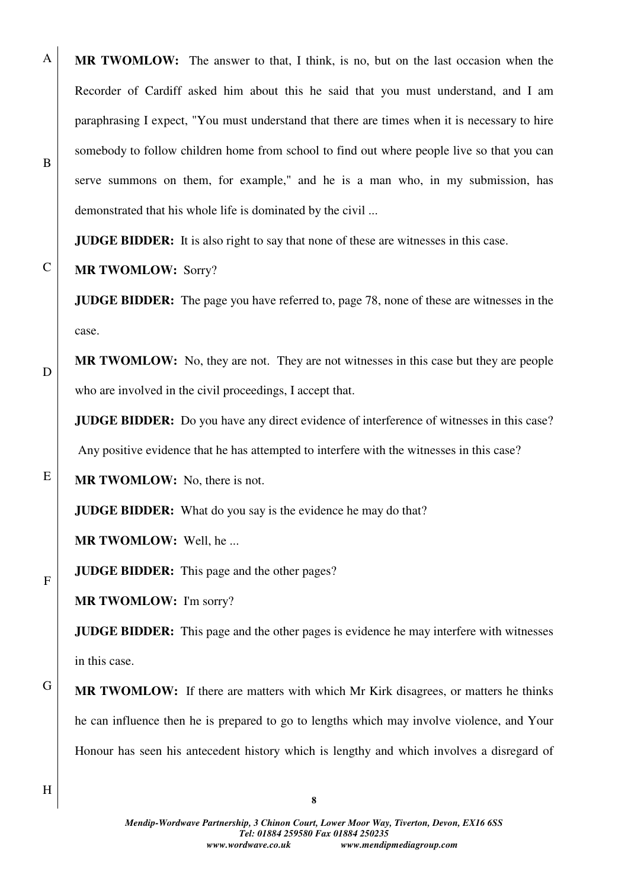**MR TWOMLOW:** The answer to that, I think, is no, but on the last occasion when the Recorder of Cardiff asked him about this he said that you must understand, and I am paraphrasing I expect, "You must understand that there are times when it is necessary to hire somebody to follow children home from school to find out where people live so that you can serve summons on them, for example," and he is a man who, in my submission, has demonstrated that his whole life is dominated by the civil ...

**JUDGE BIDDER:** It is also right to say that none of these are witnesses in this case.

**MR TWOMLOW:** Sorry?

**JUDGE BIDDER:** The page you have referred to, page 78, none of these are witnesses in the case.

**MR TWOMLOW:** No, they are not. They are not witnesses in this case but they are people who are involved in the civil proceedings, I accept that.

**JUDGE BIDDER:** Do you have any direct evidence of interference of witnesses in this case? Any positive evidence that he has attempted to interfere with the witnesses in this case?

**MR TWOMLOW:** No, there is not.

**JUDGE BIDDER:** What do you say is the evidence he may do that?

**MR TWOMLOW:** Well, he ...

**JUDGE BIDDER:** This page and the other pages?

**MR TWOMLOW:** I'm sorry?

**JUDGE BIDDER:** This page and the other pages is evidence he may interfere with witnesses in this case.

**MR TWOMLOW:** If there are matters with which Mr Kirk disagrees, or matters he thinks he can influence then he is prepared to go to lengths which may involve violence, and Your Honour has seen his antecedent history which is lengthy and which involves a disregard of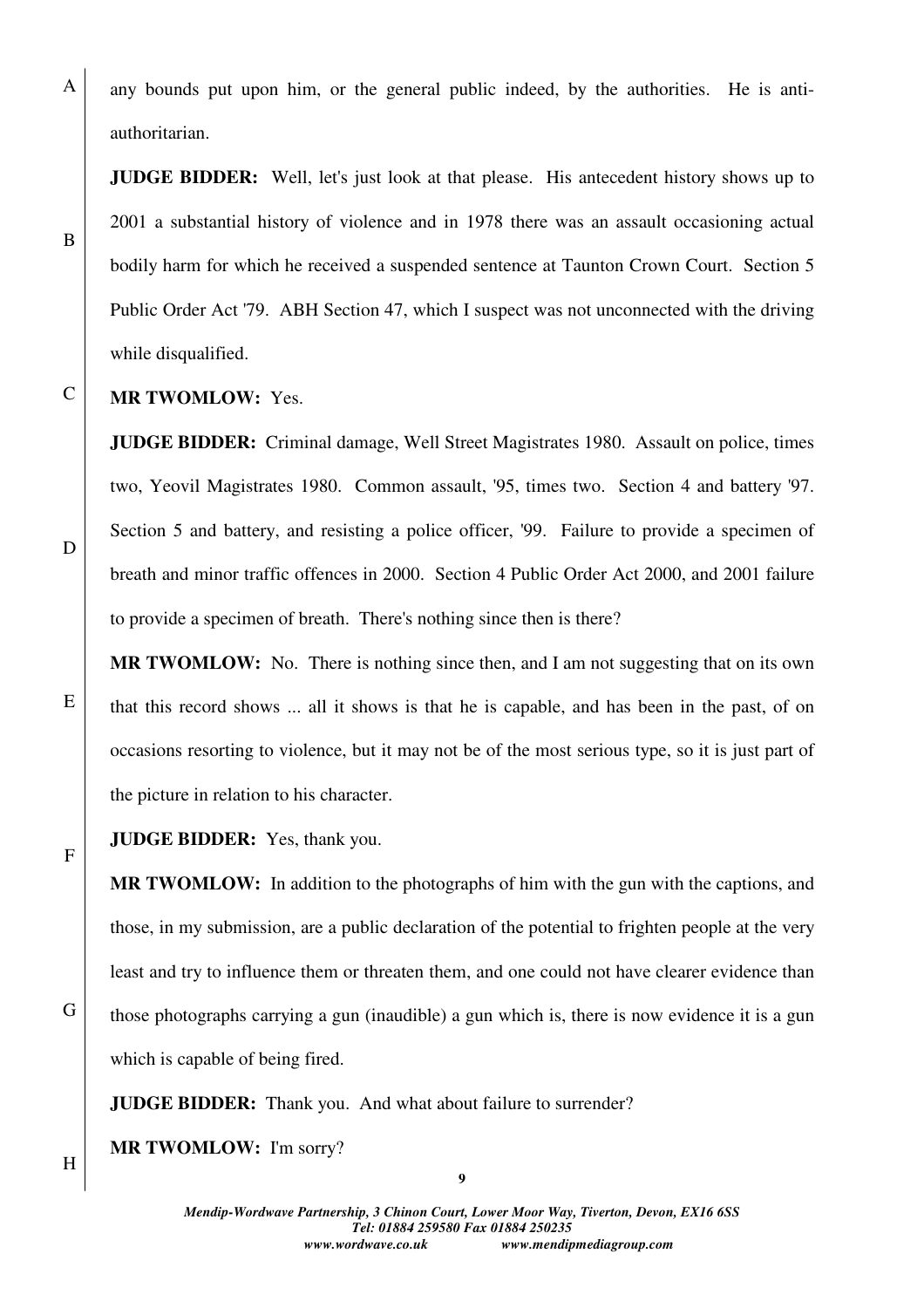any bounds put upon him, or the general public indeed, by the authorities. He is anti-authoritarian.

**JUDGE BIDDER:** Well, let's just look at that please. His antecedent history shows up to 2001 a substantial history of violence and in 1978 there was an assault occasioning actual bodily harm for which he received a suspended sentence at Taunton Crown Court. Section 5 Public Order Act '79. ABH Section 47, which I suspect was not unconnected with the driving while disqualified.

**MR TWOMLOW:** Yes.

**JUDGE BIDDER:** Criminal damage, Well Street Magistrates 1980. Assault on police, times two, Yeovil Magistrates 1980. Common assault, '95, times two. Section 4 and battery '97. Section 5 and battery, and resisting a police officer, '99. Failure to provide a specimen of breath and minor traffic offences in 2000. Section 4 Public Order Act 2000, and 2001 failure to provide a specimen of breath. There's nothing since then is there?

**MR TWOMLOW:** No. There is nothing since then, and I am not suggesting that on its own that this record shows ... all it shows is that he is capable, and has been in the past, of on occasions resorting to violence, but it may not be of the most serious type, so it is just part of the picture in relation to his character.

**JUDGE BIDDER:** Yes, thank you.

**MR TWOMLOW:** In addition to the photographs of him with the gun with the captions, and those, in my submission, are a public declaration of the potential to frighten people at the very least and try to influence them or threaten them, and one could not have clearer evidence than those photographs carrying a gun (inaudible) a gun which is, there is now evidence it is a gun which is capable of being fired.

**JUDGE BIDDER:** Thank you. And what about failure to surrender?

**MR TWOMLOW:** I'm sorry?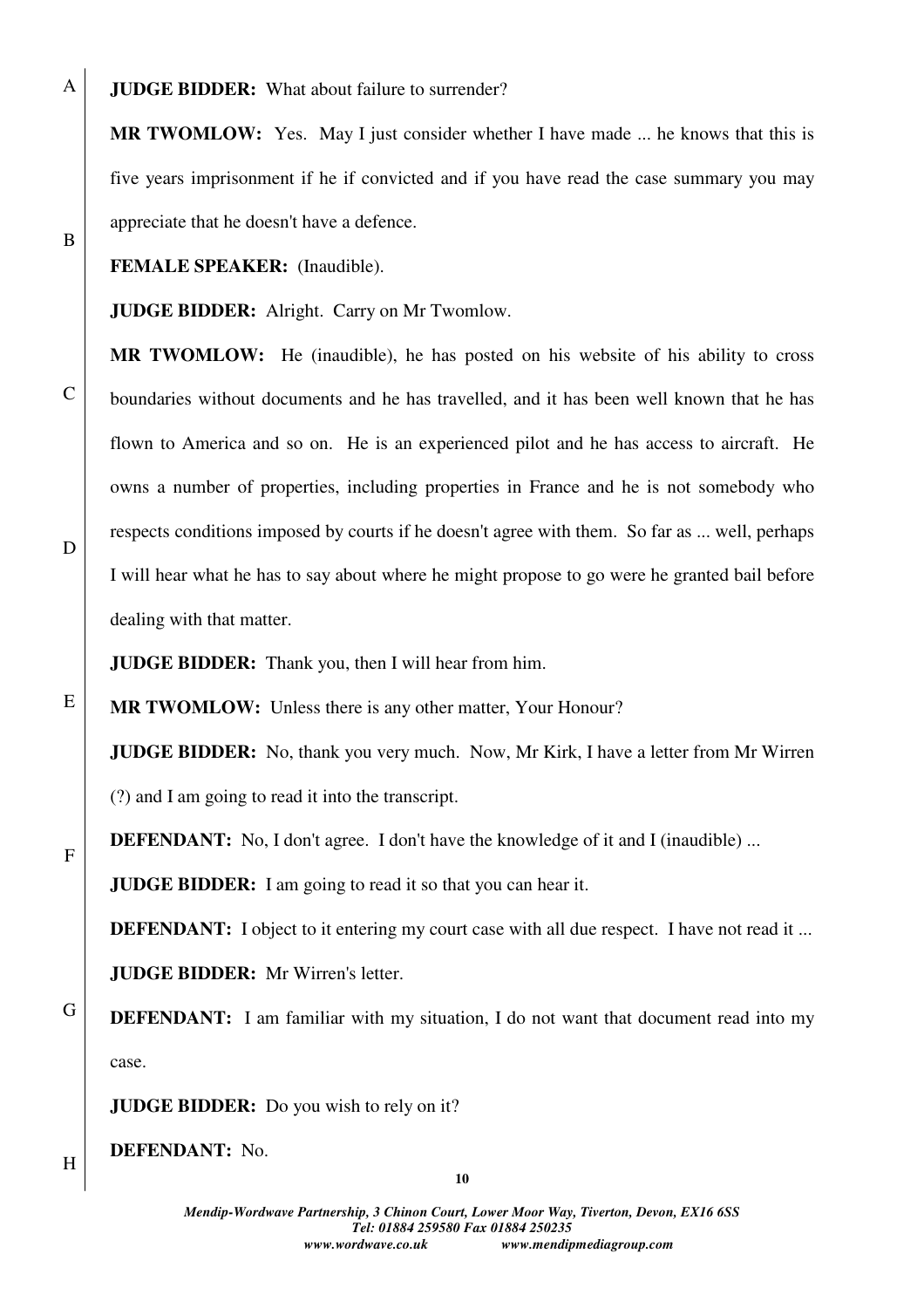**JUDGE BIDDER:** What about failure to surrender?

**MR TWOMLOW:** Yes. May I just consider whether I have made ... he knows that this is five years imprisonment if he if convicted and if you have read the case summary you may appreciate that he doesn't have a defence.

**FEMALE SPEAKER:** (Inaudible).

**JUDGE BIDDER:** Alright. Carry on Mr Twomlow.

**MR TWOMLOW:** He (inaudible), he has posted on his website of his ability to cross boundaries without documents and he has travelled, and it has been well known that he has flown to America and so on. He is an experienced pilot and he has access to aircraft. He owns a number of properties, including properties in France and he is not somebody who respects conditions imposed by courts if he doesn't agree with them. So far as ... well, perhaps I will hear what he has to say about where he might propose to go were he granted bail before dealing with that matter.

**JUDGE BIDDER:** Thank you, then I will hear from him.

**MR TWOMLOW:** Unless there is any other matter, Your Honour?

**JUDGE BIDDER:** No, thank you very much. Now, Mr Kirk, I have a letter from Mr Wirren (?) and I am going to read it into the transcript.

**DEFENDANT:** No, I don't agree. I don't have the knowledge of it and I (inaudible) ...

**JUDGE BIDDER:** I am going to read it so that you can hear it.

**DEFENDANT:** I object to it entering my court case with all due respect. I have not read it ...

**JUDGE BIDDER:** Mr Wirren's letter.

**DEFENDANT:** I am familiar with my situation, I do not want that document read into my case.

**JUDGE BIDDER:** Do you wish to rely on it?

**DEFENDANT:** No.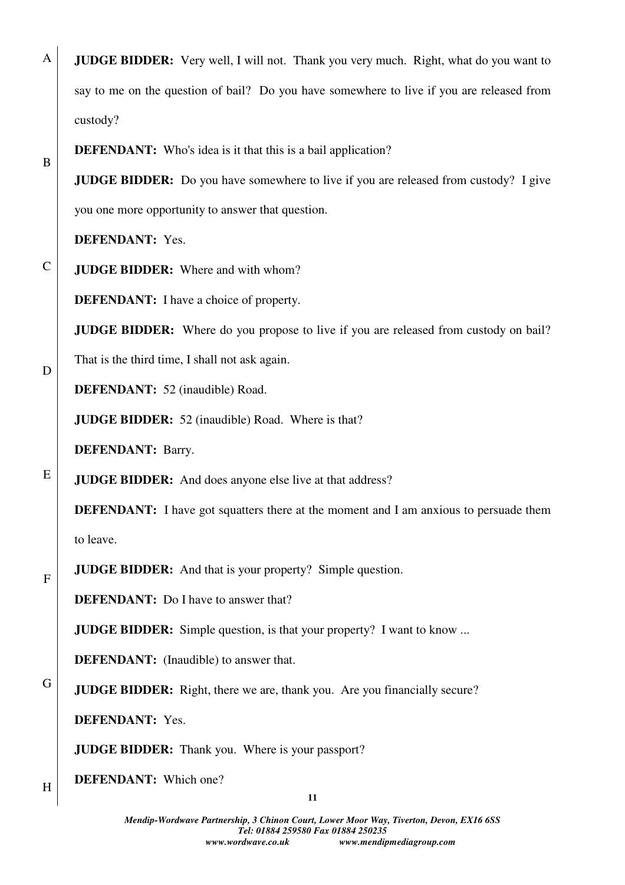**JUDGE BIDDER:** Very well, I will not. Thank you very much. Right, what do you want to say to me on the question of bail? Do you have somewhere to live if you are released from custody?

**DEFENDANT:** Who's idea is it that this is a bail application?

**JUDGE BIDDER:** Do you have somewhere to live if you are released from custody? I give you one more opportunity to answer that question.

**DEFENDANT:** Yes.

**JUDGE BIDDER:** Where and with whom?

**DEFENDANT:** I have a choice of property.

**JUDGE BIDDER:** Where do you propose to live if you are released from custody on bail? That is the third time, I shall not ask again.

**DEFENDANT:** 52 (inaudible) Road.

**JUDGE BIDDER:** 52 (inaudible) Road. Where is that?

**DEFENDANT:** Barry.

**JUDGE BIDDER:** And does anyone else live at that address?

**DEFENDANT:** I have got squatters there at the moment and I am anxious to persuade them to leave.

**JUDGE BIDDER:** And that is your property? Simple question.

**DEFENDANT:** Do I have to answer that?

**JUDGE BIDDER:** Simple question, is that your property? I want to know ...

**DEFENDANT:** (Inaudible) to answer that.

**JUDGE BIDDER:** Right, there we are, thank you. Are you financially secure?

**DEFENDANT:** Yes.

**JUDGE BIDDER:** Thank you. Where is your passport?

**DEFENDANT:** Which one?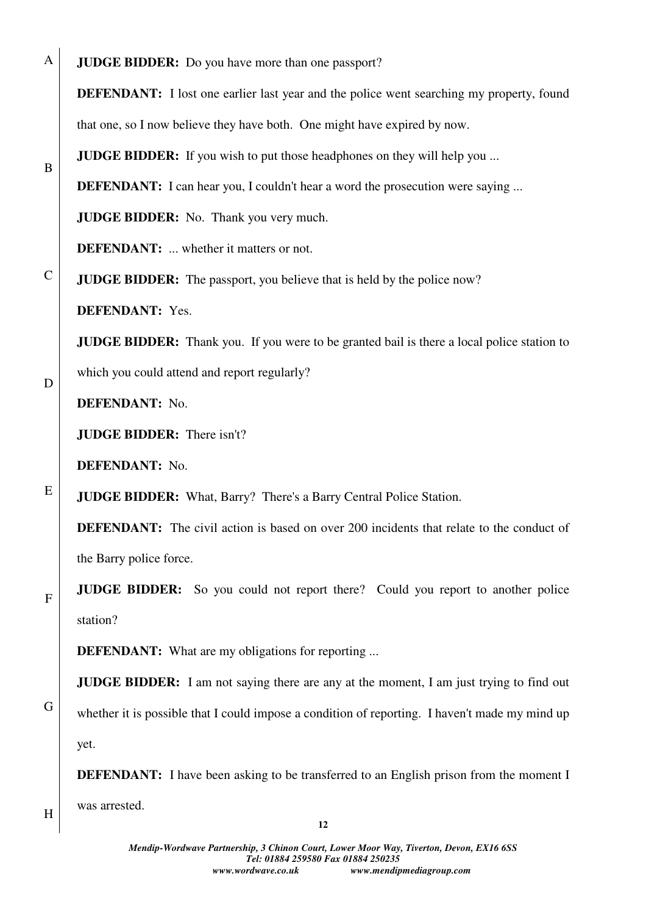**JUDGE BIDDER:** Do you have more than one passport?

**DEFENDANT:** I lost one earlier last year and the police went searching my property, found that one, so I now believe they have both. One might have expired by now.

**JUDGE BIDDER:** If you wish to put those headphones on they will help you ...

**DEFENDANT:** I can hear you, I couldn't hear a word the prosecution were saying ...

**JUDGE BIDDER:** No. Thank you very much.

**DEFENDANT:** ... whether it matters or not.

**JUDGE BIDDER:** The passport, you believe that is held by the police now?

**DEFENDANT:** Yes.

**JUDGE BIDDER:** Thank you. If you were to be granted bail is there a local police station to which you could attend and report regularly?

**DEFENDANT:** No.

**JUDGE BIDDER:** There isn't?

**DEFENDANT:** No.

**JUDGE BIDDER:** What, Barry? There's a Barry Central Police Station.

**DEFENDANT:** The civil action is based on over 200 incidents that relate to the conduct of the Barry police force.

**JUDGE BIDDER:** So you could not report there? Could you report to another police station?

**DEFENDANT:** What are my obligations for reporting ...

**JUDGE BIDDER:** I am not saying there are any at the moment, I am just trying to find out whether it is possible that I could impose a condition of reporting. I haven't made my mind up yet.

**DEFENDANT:** I have been asking to be transferred to an English prison from the moment I was arrested.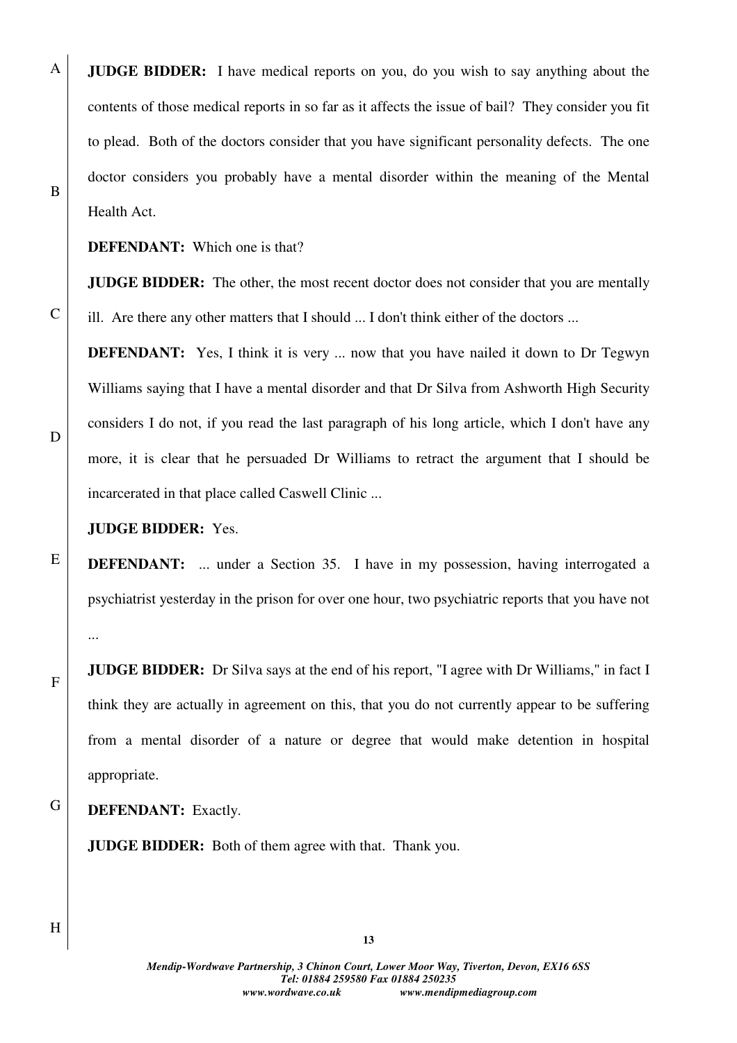**JUDGE BIDDER:** I have medical reports on you, do you wish to say anything about the contents of those medical reports in so far as it affects the issue of bail? They consider you fit to plead. Both of the doctors consider that you have significant personality defects. The one doctor considers you probably have a mental disorder within the meaning of the Mental Health Act.

**DEFENDANT:** Which one is that?

**JUDGE BIDDER:** The other, the most recent doctor does not consider that you are mentally ill. Are there any other matters that I should ... I don't think either of the doctors ...

**DEFENDANT:** Yes, I think it is very ... now that you have nailed it down to Dr Tegwyn Williams saying that I have a mental disorder and that Dr Silva from Ashworth High Security considers I do not, if you read the last paragraph of his long article, which I don't have any more, it is clear that he persuaded Dr Williams to retract the argument that I should be incarcerated in that place called Caswell Clinic ...

**JUDGE BIDDER:** Yes.

**DEFENDANT:** ... under a Section 35. I have in my possession, having interrogated a psychiatrist yesterday in the prison for over one hour, two psychiatric reports that you have not ...

**JUDGE BIDDER:** Dr Silva says at the end of his report, "I agree with Dr Williams," in fact I think they are actually in agreement on this, that you do not currently appear to be suffering from a mental disorder of a nature or degree that would make detention in hospital appropriate.

**DEFENDANT:** Exactly.

**JUDGE BIDDER:** Both of them agree with that. Thank you.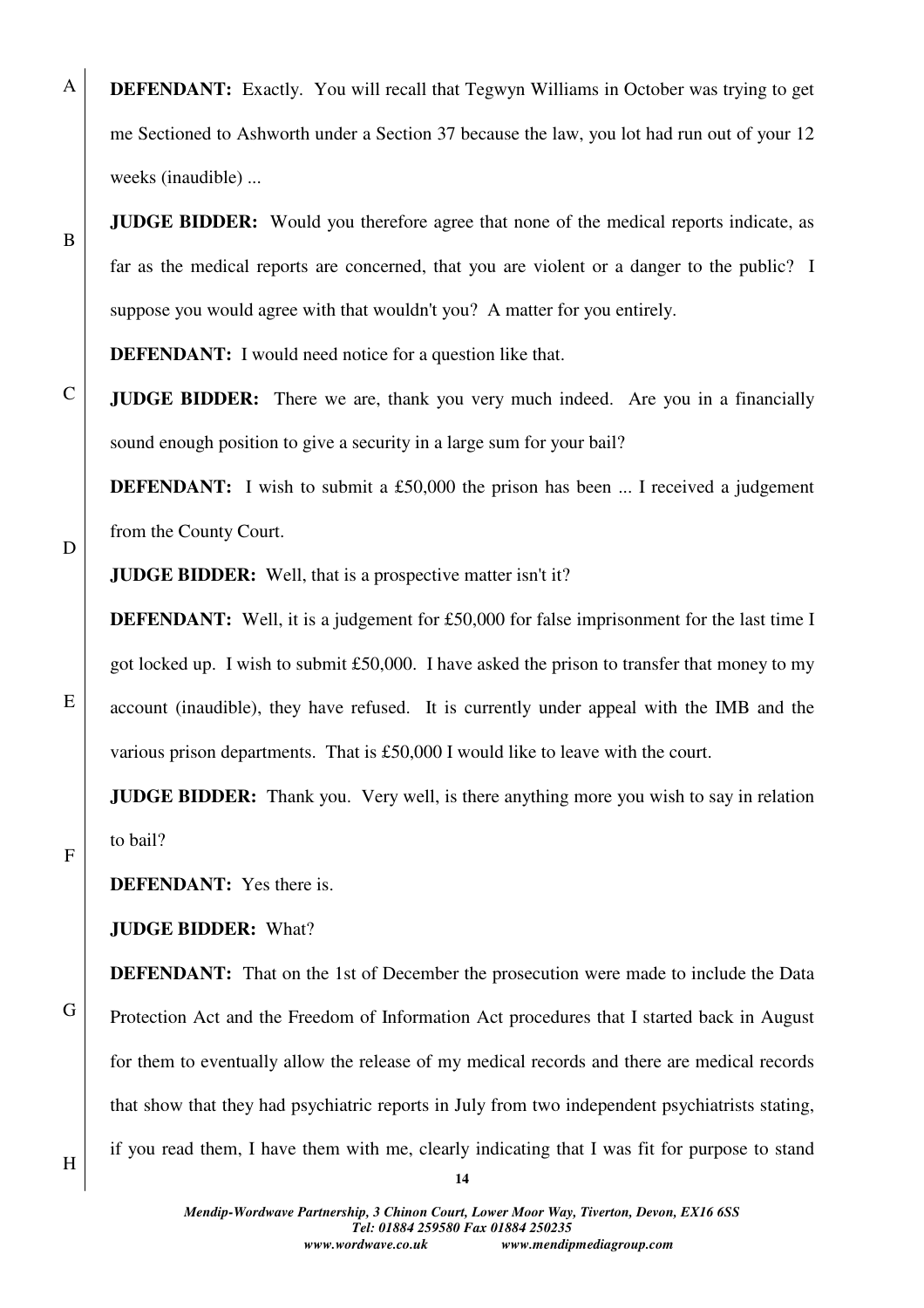**DEFENDANT:** Exactly. You will recall that Tegwyn Williams in October was trying to get me Sectioned to Ashworth under a Section 37 because the law, you lot had run out of your 12 weeks (inaudible) ...

**JUDGE BIDDER:** Would you therefore agree that none of the medical reports indicate, as far as the medical reports are concerned, that you are violent or a danger to the public? I suppose you would agree with that wouldn't you? A matter for you entirely.

**DEFENDANT:** I would need notice for a question like that.

**JUDGE BIDDER:** There we are, thank you very much indeed. Are you in a financially sound enough position to give a security in a large sum for your bail?

**DEFENDANT:** I wish to submit a £50,000 the prison has been ... I received a judgement from the County Court.

**JUDGE BIDDER:** Well, that is a prospective matter isn't it?

**DEFENDANT:** Well, it is a judgement for £50,000 for false imprisonment for the last time I got locked up. I wish to submit £50,000. I have asked the prison to transfer that money to my account (inaudible), they have refused. It is currently under appeal with the IMB and the various prison departments. That is £50,000 I would like to leave with the court.

**JUDGE BIDDER:** Thank you. Very well, is there anything more you wish to say in relation to bail?

**DEFENDANT:** Yes there is.

**JUDGE BIDDER:** What?

**DEFENDANT:** That on the 1st of December the prosecution were made to include the Data Protection Act and the Freedom of Information Act procedures that I started back in August for them to eventually allow the release of my medical records and there are medical records that show that they had psychiatric reports in July from two independent psychiatrists stating, if you read them, I have them with me, clearly indicating that I was fit for purpose to stand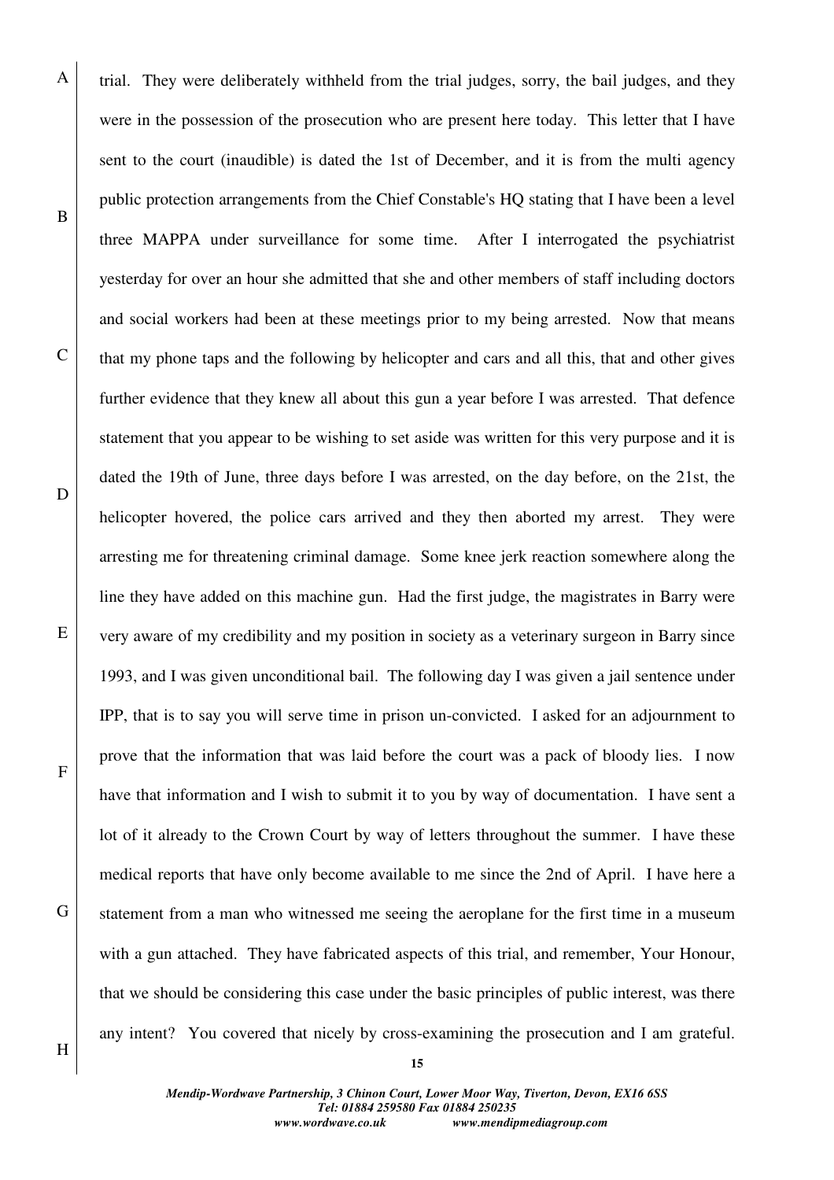trial. They were deliberately withheld from the trial judges, sorry, the bail judges, and they were in the possession of the prosecution who are present here today. This letter that I have sent to the court (inaudible) is dated the 1st of December, and it is from the multi agency public protection arrangements from the Chief Constable's HQ stating that I have been a level three MAPPA under surveillance for some time. After I interrogated the psychiatrist yesterday for over an hour she admitted that she and other members of staff including doctors and social workers had been at these meetings prior to my being arrested. Now that means that my phone taps and the following by helicopter and cars and all this, that and other gives further evidence that they knew all about this gun a year before I was arrested. That defence statement that you appear to be wishing to set aside was written for this very purpose and it is dated the 19th of June, three days before I was arrested, on the day before, on the 21st, the helicopter hovered, the police cars arrived and they then aborted my arrest. They were arresting me for threatening criminal damage. Some knee jerk reaction somewhere along the line they have added on this machine gun. Had the first judge, the magistrates in Barry were very aware of my credibility and my position in society as a veterinary surgeon in Barry since 1993, and I was given unconditional bail. The following day I was given a jail sentence under IPP, that is to say you will serve time in prison un-convicted. I asked for an adjournment to prove that the information that was laid before the court was a pack of bloody lies. I now have that information and I wish to submit it to you by way of documentation. I have sent a lot of it already to the Crown Court by way of letters throughout the summer. I have these medical reports that have only become available to me since the 2nd of April. I have here a statement from a man who witnessed me seeing the aeroplane for the first time in a museum with a gun attached. They have fabricated aspects of this trial, and remember, Your Honour, that we should be considering this case under the basic principles of public interest, was there any intent? You covered that nicely by cross-examining the prosecution and I am grateful.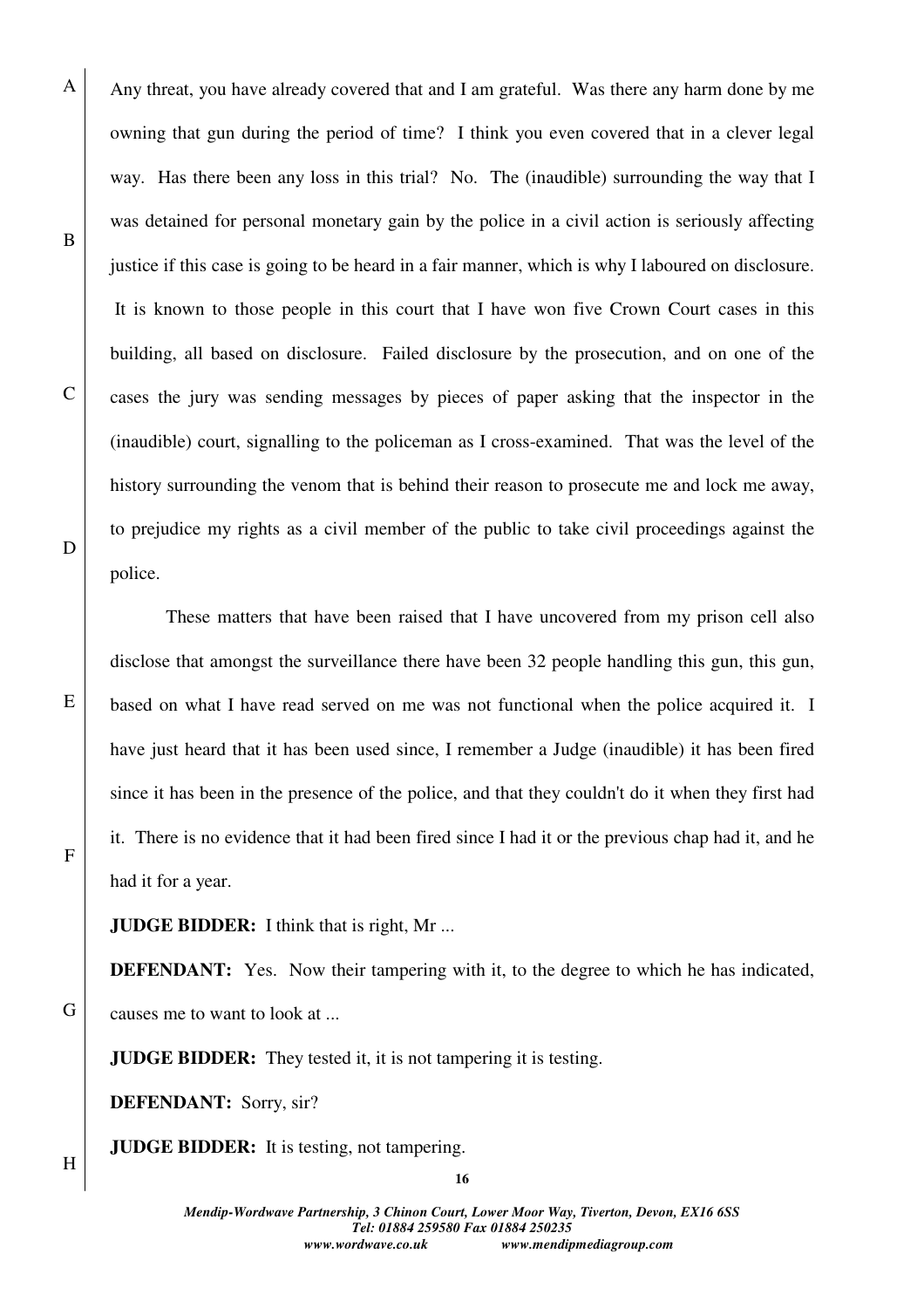Any threat, you have already covered that and I am grateful. Was there any harm done by me owning that gun during the period of time? I think you even covered that in a clever legal way. Has there been any loss in this trial? No. The (inaudible) surrounding the way that I was detained for personal monetary gain by the police in a civil action is seriously affecting justice if this case is going to be heard in a fair manner, which is why I laboured on disclosure. It is known to those people in this court that I have won five Crown Court cases in this building, all based on disclosure. Failed disclosure by the prosecution, and on one of the cases the jury was sending messages by pieces of paper asking that the inspector in the (inaudible) court, signalling to the policeman as I cross-examined. That was the level of the history surrounding the venom that is behind their reason to prosecute me and lock me away, to prejudice my rights as a civil member of the public to take civil proceedings against the police.

These matters that have been raised that I have uncovered from my prison cell also disclose that amongst the surveillance there have been 32 people handling this gun, this gun, based on what I have read served on me was not functional when the police acquired it. I have just heard that it has been used since, I remember a Judge (inaudible) it has been fired since it has been in the presence of the police, and that they couldn't do it when they first had it. There is no evidence that it had been fired since I had it or the previous chap had it, and he had it for a year.

**JUDGE BIDDER:** I think that is right, Mr ...

**DEFENDANT:** Yes. Now their tampering with it, to the degree to which he has indicated, causes me to want to look at ...

**JUDGE BIDDER:** They tested it, it is not tampering it is testing.

**DEFENDANT:** Sorry, sir?

**JUDGE BIDDER:** It is testing, not tampering.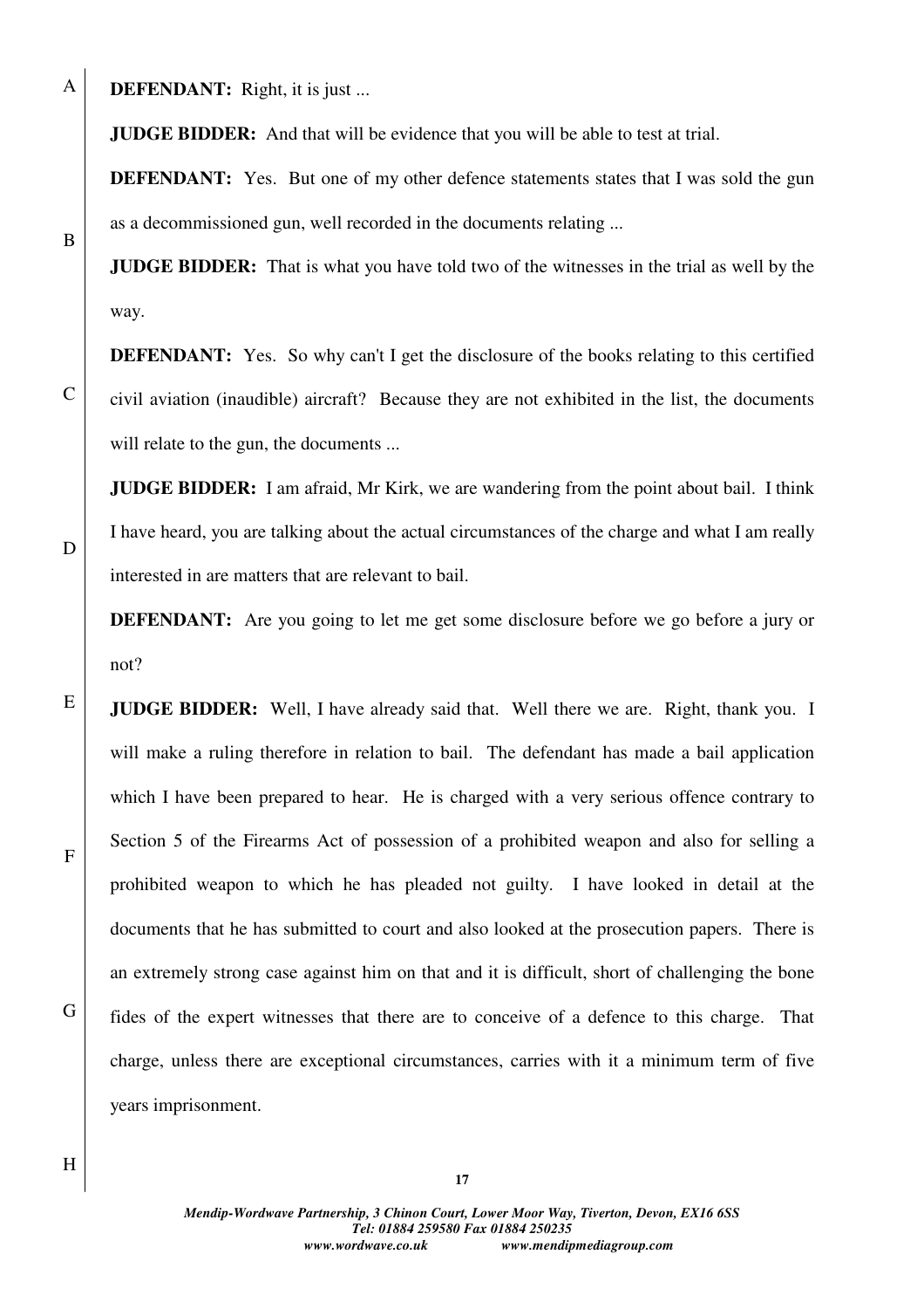**DEFENDANT:** Right, it is just ...

**JUDGE BIDDER:** And that will be evidence that you will be able to test at trial.

**DEFENDANT:** Yes. But one of my other defence statements states that I was sold the gun as a decommissioned gun, well recorded in the documents relating ...

**JUDGE BIDDER:** That is what you have told two of the witnesses in the trial as well by the way.

**DEFENDANT:** Yes. So why can't I get the disclosure of the books relating to this certified civil aviation (inaudible) aircraft? Because they are not exhibited in the list, the documents will relate to the gun, the documents ...

**JUDGE BIDDER:** I am afraid, Mr Kirk, we are wandering from the point about bail. I think I have heard, you are talking about the actual circumstances of the charge and what I am really interested in are matters that are relevant to bail.

**DEFENDANT:** Are you going to let me get some disclosure before we go before a jury or not?

**JUDGE BIDDER:** Well, I have already said that. Well there we are. Right, thank you. I will make a ruling therefore in relation to bail. The defendant has made a bail application which I have been prepared to hear. He is charged with a very serious offence contrary to Section 5 of the Firearms Act of possession of a prohibited weapon and also for selling a prohibited weapon to which he has pleaded not guilty. I have looked in detail at the documents that he has submitted to court and also looked at the prosecution papers. There is an extremely strong case against him on that and it is difficult, short of challenging the bone fides of the expert witnesses that there are to conceive of a defence to this charge. That charge, unless there are exceptional circumstances, carries with it a minimum term of five years imprisonment.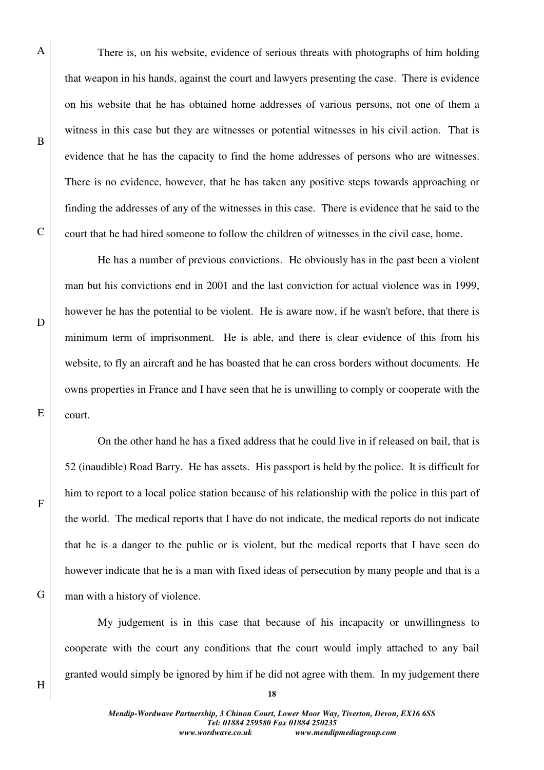There is, on his website, evidence of serious threats with photographs of him holding that weapon in his hands, against the court and lawyers presenting the case. There is evidence on his website that he has obtained home addresses of various persons, not one of them a witness in this case but they are witnesses or potential witnesses in his civil action. That is evidence that he has the capacity to find the home addresses of persons who are witnesses. There is no evidence, however, that he has taken any positive steps towards approaching or finding the addresses of any of the witnesses in this case. There is evidence that he said to the court that he had hired someone to follow the children of witnesses in the civil case, home.

He has a number of previous convictions. He obviously has in the past been a violent man but his convictions end in 2001 and the last conviction for actual violence was in 1999, however he has the potential to be violent. He is aware now, if he wasn't before, that there is minimum term of imprisonment. He is able, and there is clear evidence of this from his website, to fly an aircraft and he has boasted that he can cross borders without documents. He owns properties in France and I have seen that he is unwilling to comply or cooperate with the court.

On the other hand he has a fixed address that he could live in if released on bail, that is 52 (inaudible) Road Barry. He has assets. His passport is held by the police. It is difficult for him to report to a local police station because of his relationship with the police in this part of the world. The medical reports that I have do not indicate, the medical reports do not indicate that he is a danger to the public or is violent, but the medical reports that I have seen do however indicate that he is a man with fixed ideas of persecution by many people and that is a man with a history of violence.

My judgement is in this case that because of his incapacity or unwillingness to cooperate with the court any conditions that the court would imply attached to any bail granted would simply be ignored by him if he did not agree with them. In my judgement there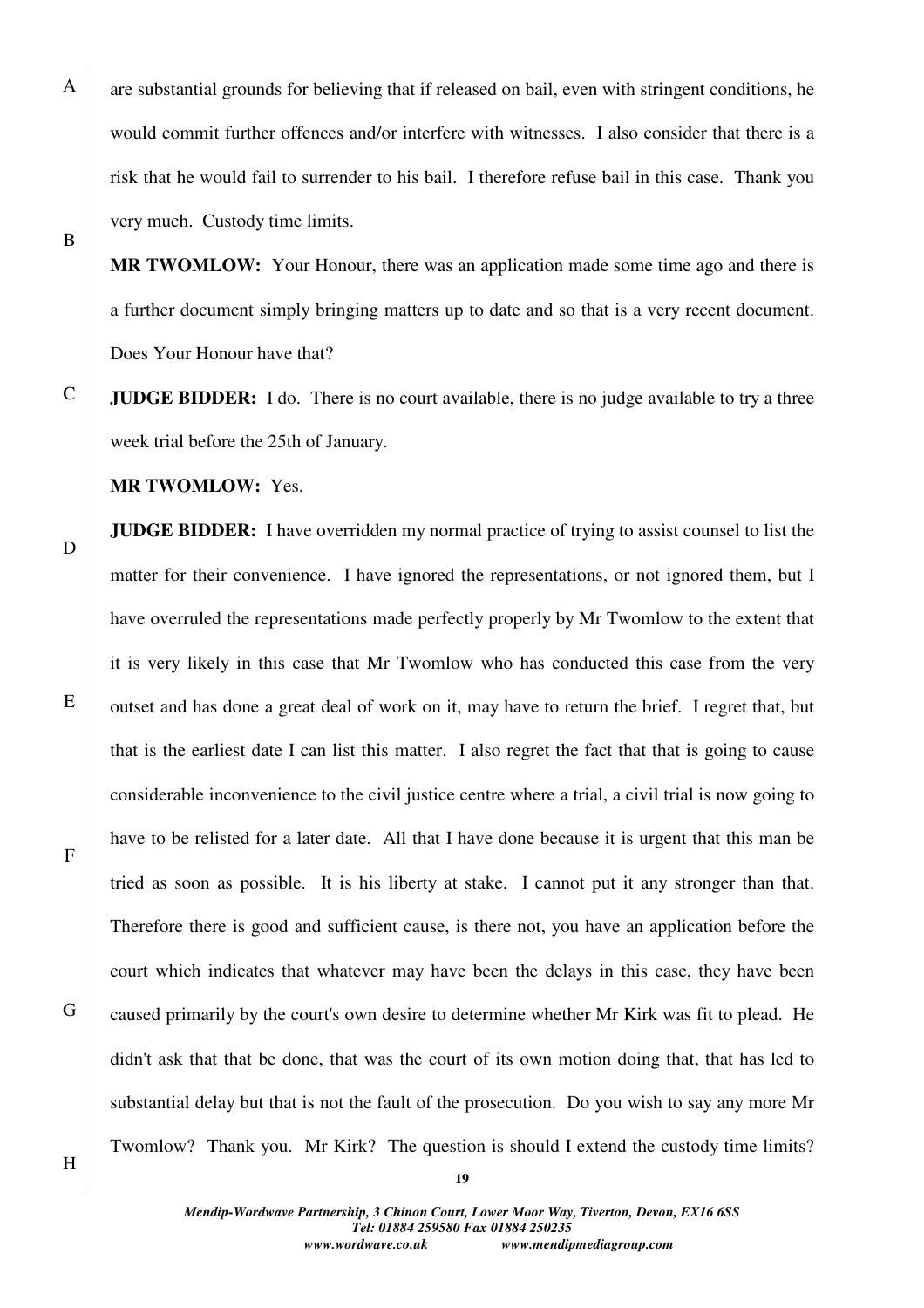are substantial grounds for believing that if released on bail, even with stringent conditions, he would commit further offences and/or interfere with witnesses. I also consider that there is a risk that he would fail to surrender to his bail. I therefore refuse bail in this case. Thank you very much. Custody time limits.

**MR TWOMLOW:** Your Honour, there was an application made some time ago and there is a further document simply bringing matters up to date and so that is a very recent document. Does Your Honour have that?

**JUDGE BIDDER:** I do. There is no court available, there is no judge available to try a three week trial before the 25th of January.

**MR TWOMLOW:** Yes.

**JUDGE BIDDER:** I have overridden my normal practice of trying to assist counsel to list the matter for their convenience. I have ignored the representations, or not ignored them, but I have overruled the representations made perfectly properly by Mr Twomlow to the extent that it is very likely in this case that Mr Twomlow who has conducted this case from the very outset and has done a great deal of work on it, may have to return the brief. I regret that, but that is the earliest date I can list this matter. I also regret the fact that that is going to cause considerable inconvenience to the civil justice centre where a trial, a civil trial is now going to have to be relisted for a later date. All that I have done because it is urgent that this man be tried as soon as possible. It is his liberty at stake. I cannot put it any stronger than that. Therefore there is good and sufficient cause, is there not, you have an application before the court which indicates that whatever may have been the delays in this case, they have been caused primarily by the court's own desire to determine whether Mr Kirk was fit to plead. He didn't ask that that be done, that was the court of its own motion doing that, that has led to substantial delay but that is not the fault of the prosecution. Do you wish to say any more Mr Twomlow? Thank you. Mr Kirk? The question is should I extend the custody time limits?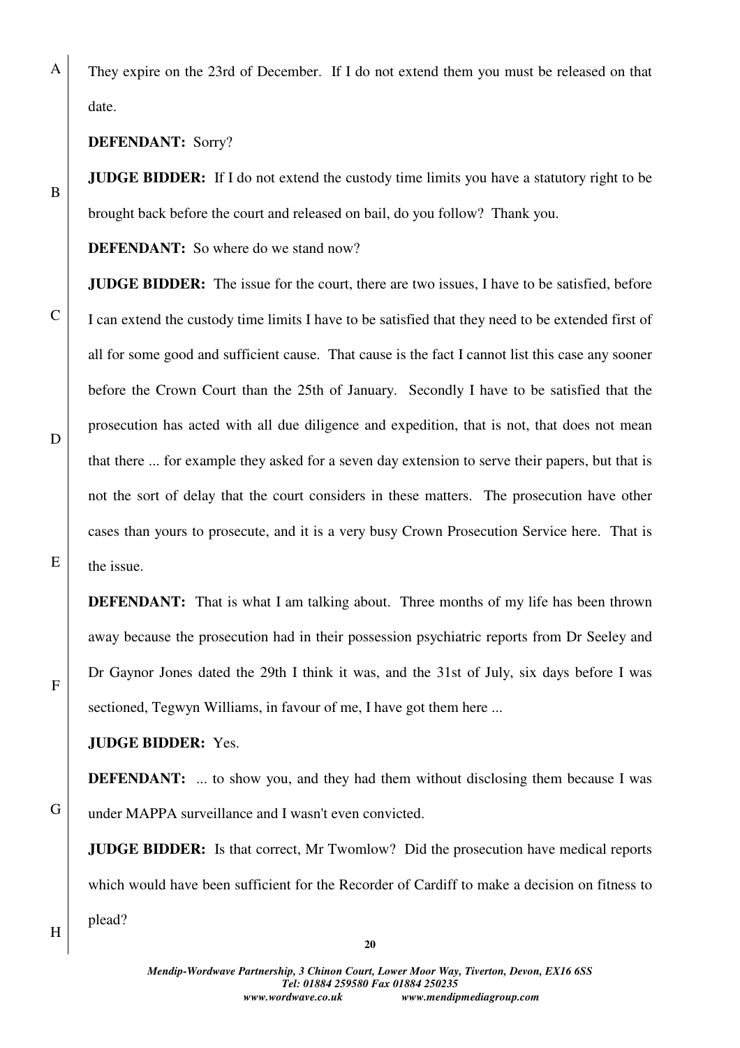They expire on the 23rd of December. If I do not extend them you must be released on that date.

**DEFENDANT:** Sorry?

**JUDGE BIDDER:** If I do not extend the custody time limits you have a statutory right to be brought back before the court and released on bail, do you follow? Thank you.

**DEFENDANT:** So where do we stand now?

**JUDGE BIDDER:** The issue for the court, there are two issues, I have to be satisfied, before I can extend the custody time limits I have to be satisfied that they need to be extended first of all for some good and sufficient cause. That cause is the fact I cannot list this case any sooner before the Crown Court than the 25th of January. Secondly I have to be satisfied that the prosecution has acted with all due diligence and expedition, that is not, that does not mean that there ... for example they asked for a seven day extension to serve their papers, but that is not the sort of delay that the court considers in these matters. The prosecution have other cases than yours to prosecute, and it is a very busy Crown Prosecution Service here. That is the issue.

**DEFENDANT:** That is what I am talking about. Three months of my life has been thrown away because the prosecution had in their possession psychiatric reports from Dr Seeley and Dr Gaynor Jones dated the 29th I think it was, and the 31st of July, six days before I was sectioned, Tegwyn Williams, in favour of me, I have got them here ...

**JUDGE BIDDER:** Yes.

**DEFENDANT:** ... to show you, and they had them without disclosing them because I was under MAPPA surveillance and I wasn't even convicted.

**JUDGE BIDDER:** Is that correct, Mr Twomlow? Did the prosecution have medical reports which would have been sufficient for the Recorder of Cardiff to make a decision on fitness to plead?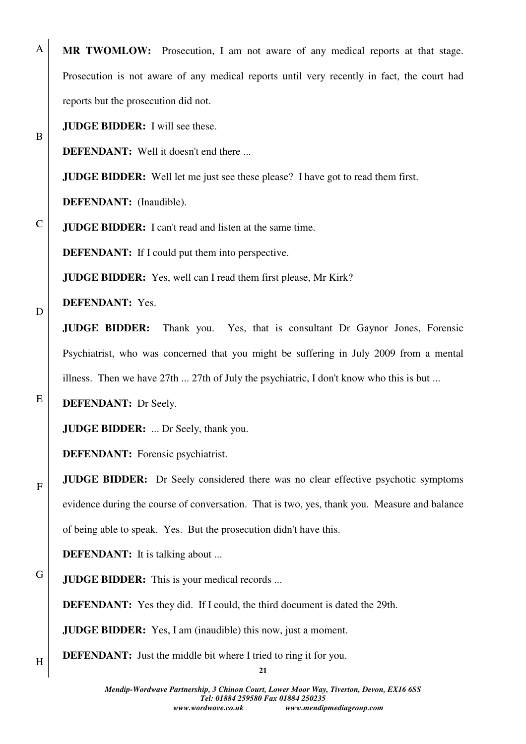**MR TWOMLOW:** Prosecution, I am not aware of any medical reports at that stage. Prosecution is not aware of any medical reports until very recently in fact, the court had reports but the prosecution did not.

**JUDGE BIDDER:** I will see these.

**DEFENDANT:** Well it doesn't end there ...

**JUDGE BIDDER:** Well let me just see these please? I have got to read them first.

**DEFENDANT:** (Inaudible).

**JUDGE BIDDER:** I can't read and listen at the same time.

**DEFENDANT:** If I could put them into perspective.

**JUDGE BIDDER:** Yes, well can I read them first please, Mr Kirk?

**DEFENDANT:** Yes.

**JUDGE BIDDER:** Thank you. Yes, that is consultant Dr Gaynor Jones, Forensic Psychiatrist, who was concerned that you might be suffering in July 2009 from a mental illness. Then we have 27th ... 27th of July the psychiatric, I don't know who this is but ...

**DEFENDANT:** Dr Seely.

**JUDGE BIDDER:** ... Dr Seely, thank you.

**DEFENDANT:** Forensic psychiatrist.

**JUDGE BIDDER:** Dr Seely considered there was no clear effective psychotic symptoms evidence during the course of conversation. That is two, yes, thank you. Measure and balance of being able to speak. Yes. But the prosecution didn't have this.

**DEFENDANT:** It is talking about ...

**JUDGE BIDDER:** This is your medical records ...

**DEFENDANT:** Yes they did. If I could, the third document is dated the 29th.

**JUDGE BIDDER:** Yes, I am (inaudible) this now, just a moment.

**DEFENDANT:** Just the middle bit where I tried to ring it for you.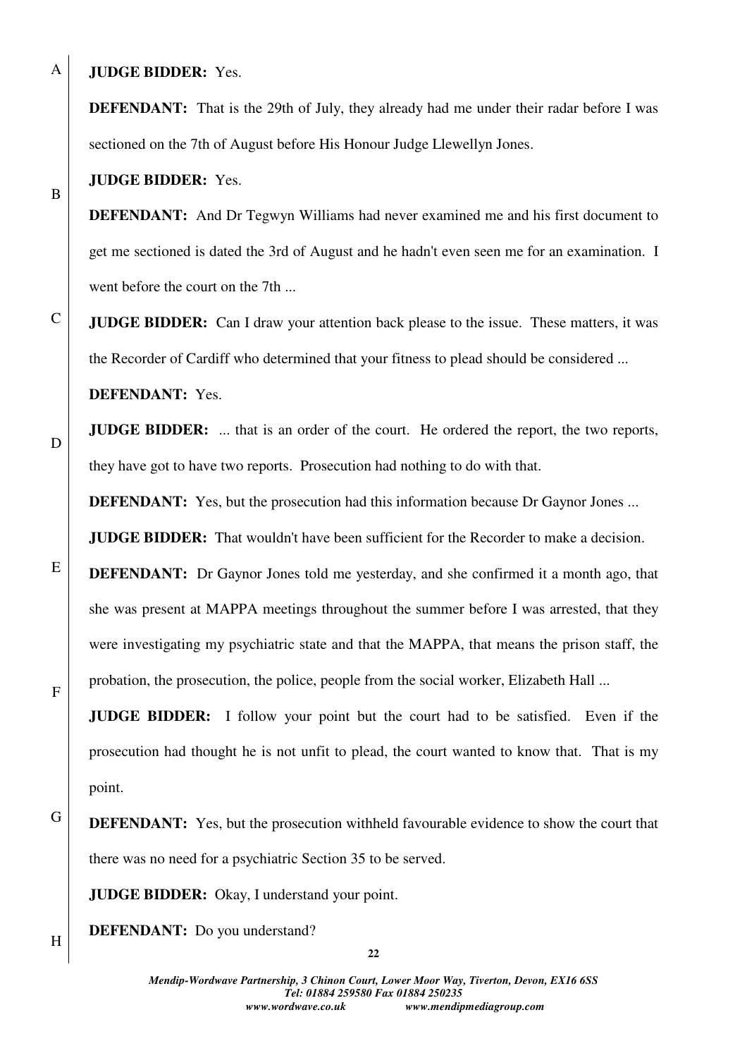**JUDGE BIDDER:** Yes.

**DEFENDANT:** That is the 29th of July, they already had me under their radar before I was sectioned on the 7th of August before His Honour Judge Llewellyn Jones.

**JUDGE BIDDER:** Yes.

**DEFENDANT:** And Dr Tegwyn Williams had never examined me and his first document to get me sectioned is dated the 3rd of August and he hadn't even seen me for an examination. I went before the court on the 7th ...

**JUDGE BIDDER:** Can I draw your attention back please to the issue. These matters, it was the Recorder of Cardiff who determined that your fitness to plead should be considered ...

**DEFENDANT:** Yes.

**JUDGE BIDDER:** ... that is an order of the court. He ordered the report, the two reports, they have got to have two reports. Prosecution had nothing to do with that.

**DEFENDANT:** Yes, but the prosecution had this information because Dr Gaynor Jones ...

**JUDGE BIDDER:** That wouldn't have been sufficient for the Recorder to make a decision.

**DEFENDANT:** Dr Gaynor Jones told me yesterday, and she confirmed it a month ago, that she was present at MAPPA meetings throughout the summer before I was arrested, that they were investigating my psychiatric state and that the MAPPA, that means the prison staff, the probation, the prosecution, the police, people from the social worker, Elizabeth Hall ...

**JUDGE BIDDER:** I follow your point but the court had to be satisfied. Even if the prosecution had thought he is not unfit to plead, the court wanted to know that. That is my point.

**DEFENDANT:** Yes, but the prosecution withheld favourable evidence to show the court that there was no need for a psychiatric Section 35 to be served.

**JUDGE BIDDER:** Okay, I understand your point.

**DEFENDANT:** Do you understand?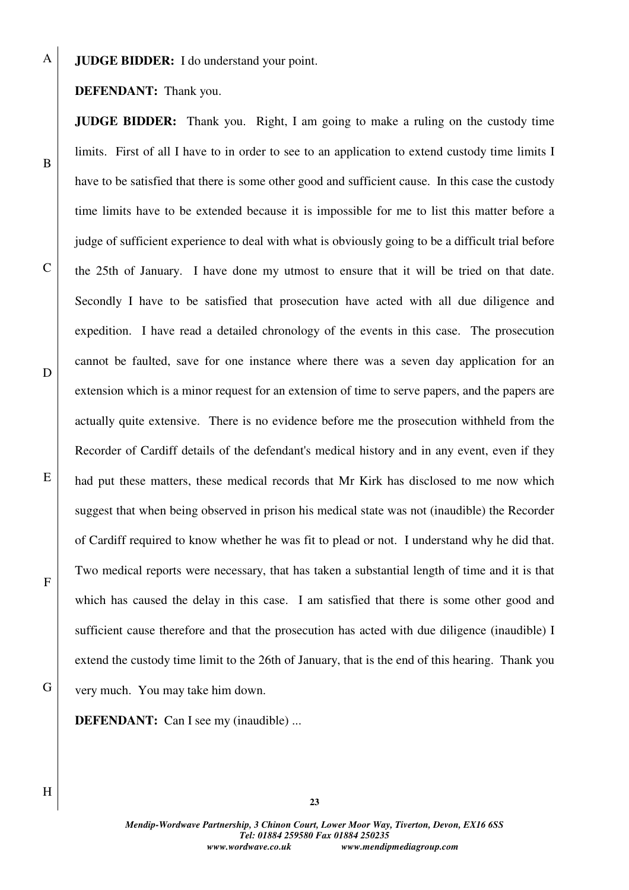**JUDGE BIDDER:** I do understand your point.

**DEFENDANT:** Thank you.

**JUDGE BIDDER:** Thank you. Right, I am going to make a ruling on the custody time limits. First of all I have to in order to see to an application to extend custody time limits I have to be satisfied that there is some other good and sufficient cause. In this case the custody time limits have to be extended because it is impossible for me to list this matter before a judge of sufficient experience to deal with what is obviously going to be a difficult trial before the 25th of January. I have done my utmost to ensure that it will be tried on that date. Secondly I have to be satisfied that prosecution have acted with all due diligence and expedition. I have read a detailed chronology of the events in this case. The prosecution cannot be faulted, save for one instance where there was a seven day application for an extension which is a minor request for an extension of time to serve papers, and the papers are actually quite extensive. There is no evidence before me the prosecution withheld from the Recorder of Cardiff details of the defendant's medical history and in any event, even if they had put these matters, these medical records that Mr Kirk has disclosed to me now which suggest that when being observed in prison his medical state was not (inaudible) the Recorder of Cardiff required to know whether he was fit to plead or not. I understand why he did that. Two medical reports were necessary, that has taken a substantial length of time and it is that which has caused the delay in this case. I am satisfied that there is some other good and sufficient cause therefore and that the prosecution has acted with due diligence (inaudible) I extend the custody time limit to the 26th of January, that is the end of this hearing. Thank you very much. You may take him down.

**DEFENDANT:** Can I see my (inaudible) ...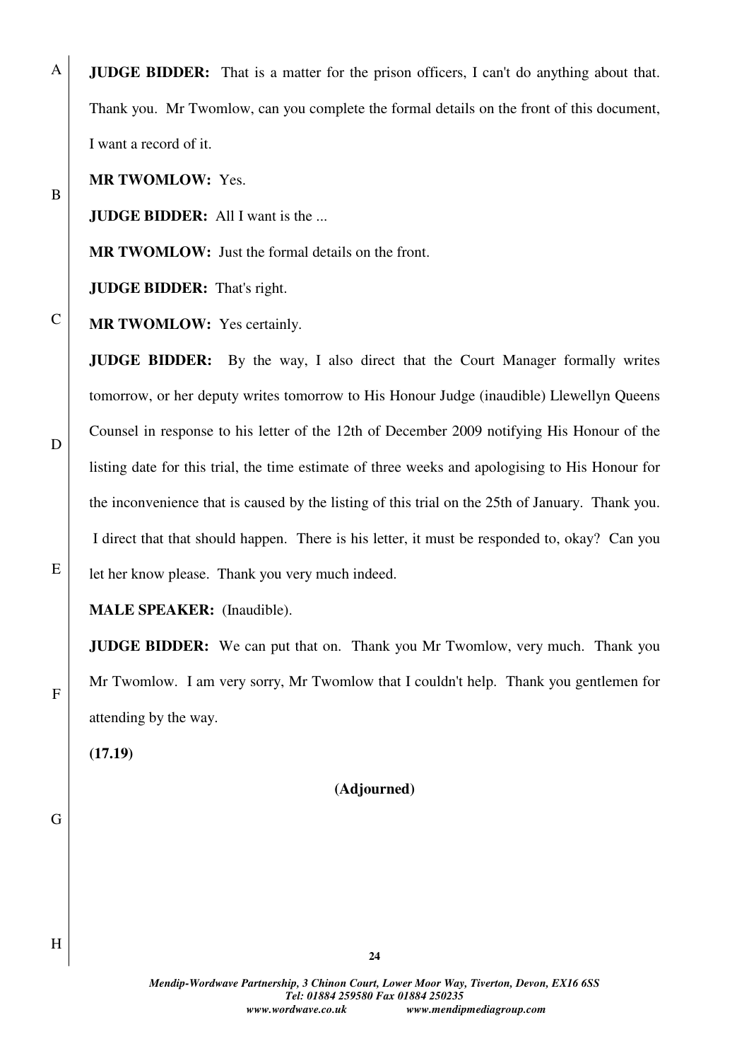**JUDGE BIDDER:** That is a matter for the prison officers, I can't do anything about that. Thank you. Mr Twomlow, can you complete the formal details on the front of this document, I want a record of it.

**MR TWOMLOW:** Yes.

**JUDGE BIDDER:** All I want is the ...

**MR TWOMLOW:** Just the formal details on the front.

**JUDGE BIDDER:** That's right.

**MR TWOMLOW:** Yes certainly.

**JUDGE BIDDER:** By the way, I also direct that the Court Manager formally writes tomorrow, or her deputy writes tomorrow to His Honour Judge (inaudible) Llewellyn Queens Counsel in response to his letter of the 12th of December 2009 notifying His Honour of the listing date for this trial, the time estimate of three weeks and apologising to His Honour for the inconvenience that is caused by the listing of this trial on the 25th of January. Thank you. I direct that that should happen. There is his letter, it must be responded to, okay? Can you let her know please. Thank you very much indeed.

**MALE SPEAKER:** (Inaudible).

**JUDGE BIDDER:** We can put that on. Thank you Mr Twomlow, very much. Thank you Mr Twomlow. I am very sorry, Mr Twomlow that I couldn't help. Thank you gentlemen for attending by the way.

**(17.19)**

**(Adjourned)**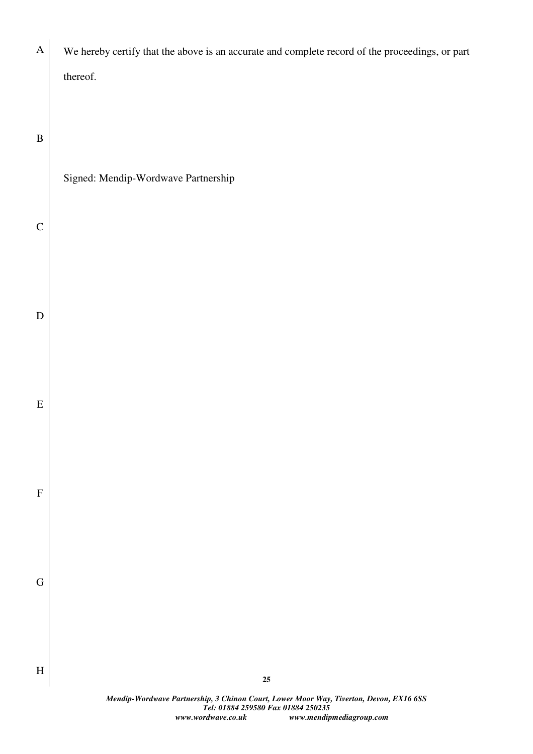We hereby certify that the above is an accurate and complete record of the proceedings, or part thereof.

Signed: Mendip-Wordwave Partnership